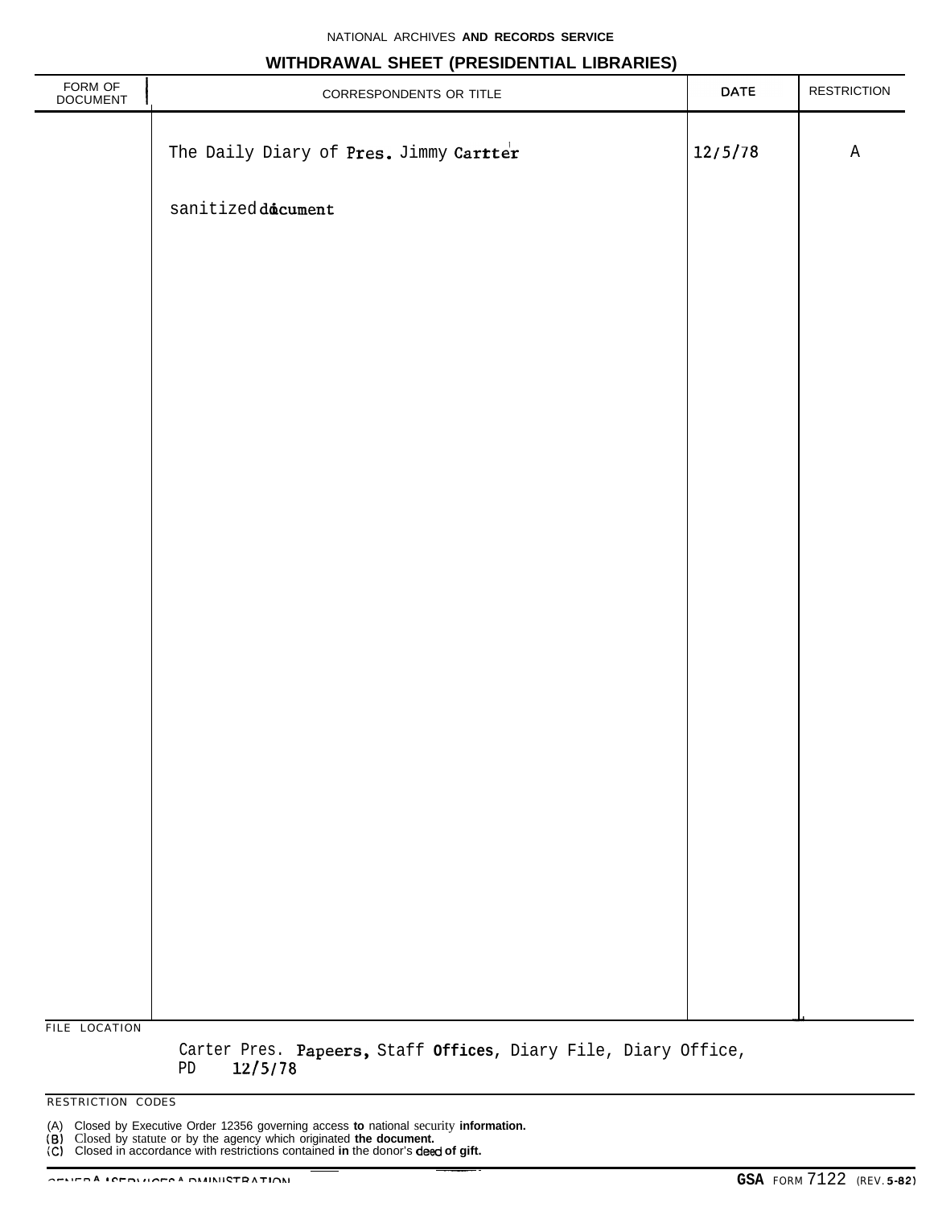NATIONAL ARCHIVES AND RECORDS SERVICE

# WITHDRAWAL SHEET (PRESIDENTIAL LIBRARIES)

| FORM OF DOCUMENT | CORRESPONDENTS OR TITLE | DATE | RESTRICTION |
|---|---|---|---|
| | The Daily Diary of Pres. Jimmy Cartter | 12/5/78 | A |
| | sanitized document | | |

FILE LOCATION

Carter Pres. Papeers, Staff Offices, Diary File, Diary Office, PD 12/5/78

RESTRICTION CODES

(A) Closed by Executive Order 12356 governing access to national security information.
(B) Closed by statute or by the agency which originated the document.
(C) Closed in accordance with restrictions contained in the donor's deed of gift.

GENERAL SERVICES ADMINISTRATION

GSA FORM 7122 (REV. 5-82)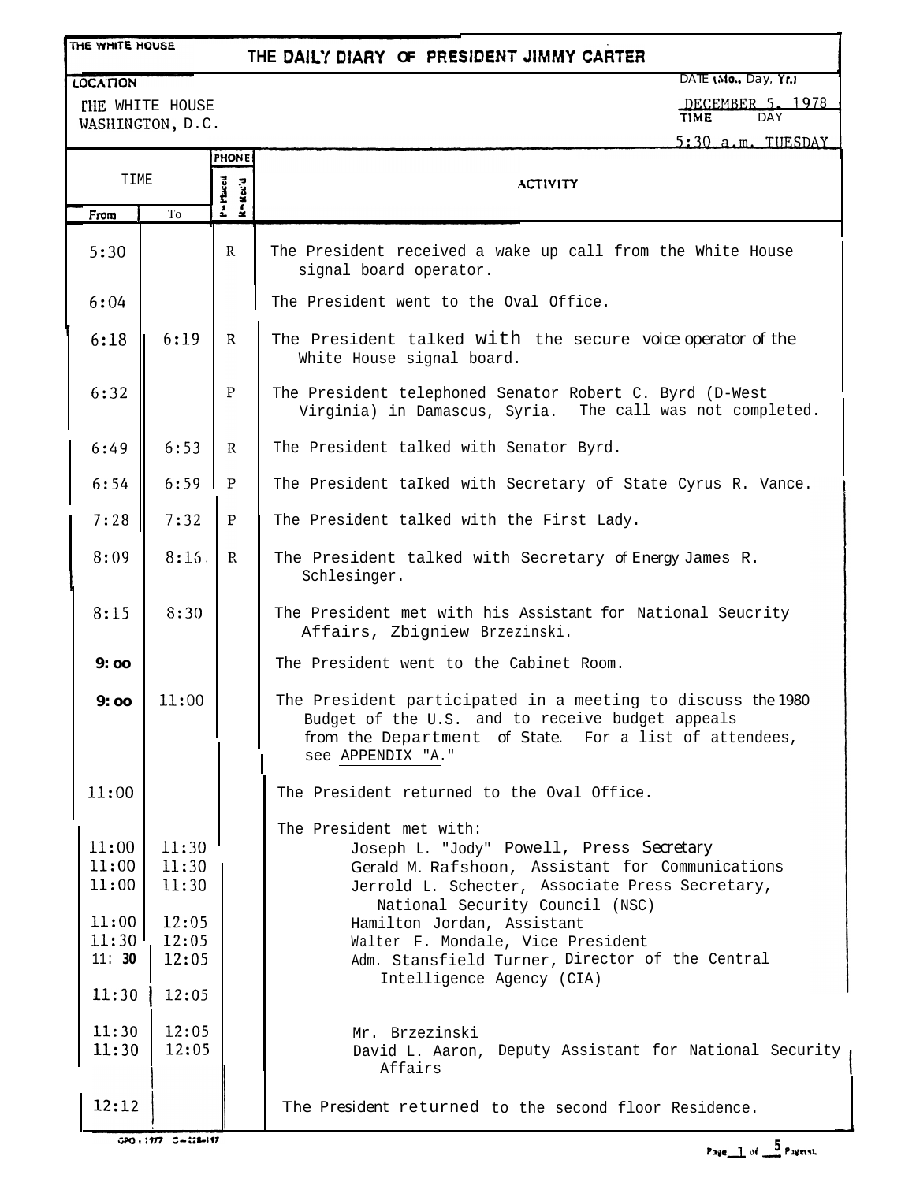THE WHITE HOUSE

# THE DAILY DIARY OF PRESIDENT JIMMY CARTER

**LOCATION**
THE WHITE HOUSE
WASHINGTON, D.C.

DATE (Mo., Day, Yr.)
DECEMBER 5, 1978
TIME DAY
5:30 a.m. TUESDAY

| TIME From | TIME To | PHONE (P=Placed, R=Rec'd) | ACTIVITY |
|---|---|---|---|
| 5:30 | | R | The President received a wake up call from the White House signal board operator. |
| 6:04 | | | The President went to the Oval Office. |
| 6:18 | 6:19 | R | The President talked with the secure voice operator of the White House signal board. |
| 6:32 | | P | The President telephoned Senator Robert C. Byrd (D-West Virginia) in Damascus, Syria. The call was not completed. |
| 6:49 | 6:53 | R | The President talked with Senator Byrd. |
| 6:54 | 6:59 | P | The President taIked with Secretary of State Cyrus R. Vance. |
| 7:28 | 7:32 | P | The President talked with the First Lady. |
| 8:09 | 8:16 | R | The President talked with Secretary of Energy James R. Schlesinger. |
| 8:15 | 8:30 | | The President met with his Assistant for National Seucrity Affairs, Zbigniew Brzezinski. |
| 9:00 | | | The President went to the Cabinet Room. |
| 9:00 | 11:00 | | The President participated in a meeting to discuss the 1980 Budget of the U.S. and to receive budget appeals from the Department of State. For a list of attendees, see APPENDIX "A." |
| 11:00 | | | The President returned to the Oval Office. |
| | | | The President met with: |
| 11:00 | 11:30 | | Joseph L. "Jody" Powell, Press Secretary |
| 11:00 | 11:30 | | Gerald M. Rafshoon, Assistant for Communications |
| 11:00 | 11:30 | | Jerrold L. Schecter, Associate Press Secretary, National Security Council (NSC) |
| 11:00 | 12:05 | | Hamilton Jordan, Assistant |
| 11:30 | 12:05 | | Walter F. Mondale, Vice President |
| 11:30 | 12:05 | | Adm. Stansfield Turner, Director of the Central Intelligence Agency (CIA) |
| 11:30 | 12:05 | | |
| 11:30 | 12:05 | | Mr. Brzezinski |
| 11:30 | 12:05 | | David L. Aaron, Deputy Assistant for National Security Affairs |
| 12:12 | | | The President returned to the second floor Residence. |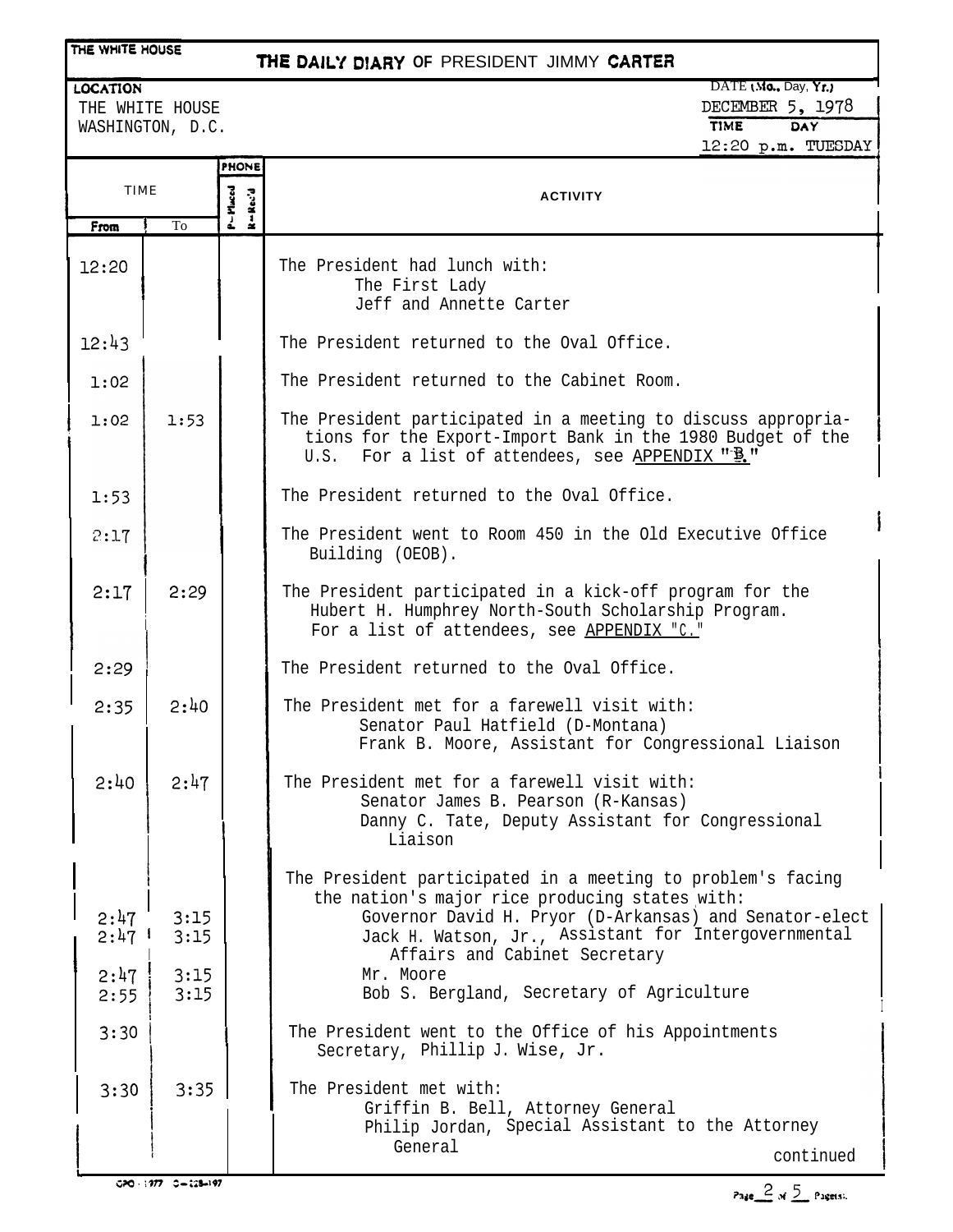THE WHITE HOUSE

# THE DAILY DIARY OF PRESIDENT JIMMY CARTER

**LOCATION**
THE WHITE HOUSE
WASHINGTON, D.C.

DATE (Mo., Day, Yr.)
DECEMBER 5, 1978

TIME DAY
12:20 p.m. TUESDAY

| TIME From | TIME To | PHONE P-Placed R-Rec'd | ACTIVITY |
|---|---|---|---|
| 12:20 | | | The President had lunch with: The First Lady; Jeff and Annette Carter |
| 12:43 | | | The President returned to the Oval Office. |
| 1:02 | | | The President returned to the Cabinet Room. |
| 1:02 | 1:53 | | The President participated in a meeting to discuss appropriations for the Export-Import Bank in the 1980 Budget of the U.S. For a list of attendees, see APPENDIX "B." |
| 1:53 | | | The President returned to the Oval Office. |
| 2:17 | | | The President went to Room 450 in the Old Executive Office Building (OEOB). |
| 2:17 | 2:29 | | The President participated in a kick-off program for the Hubert H. Humphrey North-South Scholarship Program. For a list of attendees, see APPENDIX "C." |
| 2:29 | | | The President returned to the Oval Office. |
| 2:35 | 2:40 | | The President met for a farewell visit with: Senator Paul Hatfield (D-Montana); Frank B. Moore, Assistant for Congressional Liaison |
| 2:40 | 2:47 | | The President met for a farewell visit with: Senator James B. Pearson (R-Kansas); Danny C. Tate, Deputy Assistant for Congressional Liaison |
| | | | The President participated in a meeting to problem's facing the nation's major rice producing states with: |
| 2:47 | 3:15 | | Governor David H. Pryor (D-Arkansas) and Senator-elect |
| 2:47 | 3:15 | | Jack H. Watson, Jr., Assistant for Intergovernmental Affairs and Cabinet Secretary |
| 2:47 | 3:15 | | Mr. Moore |
| 2:55 | 3:15 | | Bob S. Bergland, Secretary of Agriculture |
| 3:30 | | | The President went to the Office of his Appointments Secretary, Phillip J. Wise, Jr. |
| 3:30 | 3:35 | | The President met with: Griffin B. Bell, Attorney General; Philip Jordan, Special Assistant to the Attorney General |

continued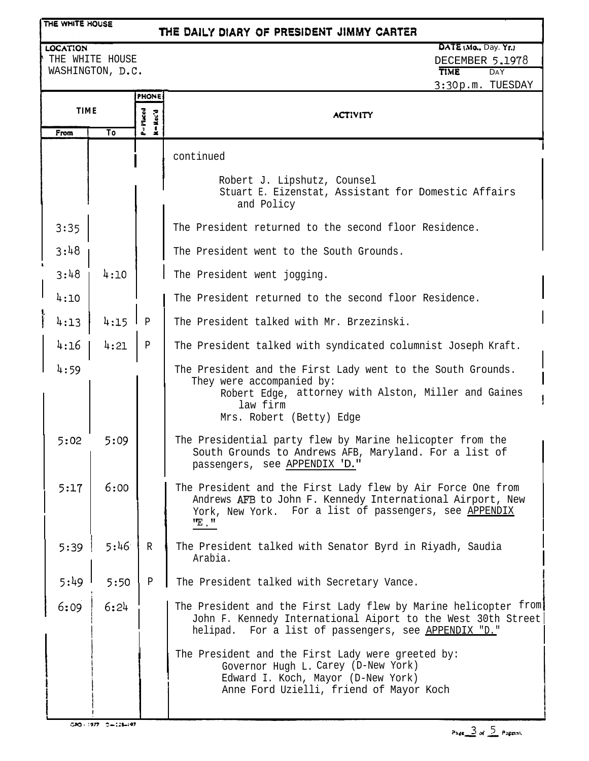THE WHITE HOUSE

# THE DAILY DIARY OF PRESIDENT JIMMY CARTER

**LOCATION**
THE WHITE HOUSE
WASHINGTON, D.C.

**DATE (Mo., Day, Yr.)**
DECEMBER 5, 1978

**TIME** 3:30 p.m. **DAY** TUESDAY

| TIME From | TIME To | PHONE P=Placed R=Rec'd | ACTIVITY |
|---|---|---|---|
| | | | continued |
| | | | Robert J. Lipshutz, Counsel<br>Stuart E. Eizenstat, Assistant for Domestic Affairs and Policy |
| 3:35 | | | The President returned to the second floor Residence. |
| 3:48 | | | The President went to the South Grounds. |
| 3:48 | 4:10 | | The President went jogging. |
| 4:10 | | | The President returned to the second floor Residence. |
| 4:13 | 4:15 | P | The President talked with Mr. Brzezinski. |
| 4:16 | 4:21 | P | The President talked with syndicated columnist Joseph Kraft. |
| 4:59 | | | The President and the First Lady went to the South Grounds. They were accompanied by:<br>Robert Edge, attorney with Alston, Miller and Gaines law firm<br>Mrs. Robert (Betty) Edge |
| 5:02 | 5:09 | | The Presidential party flew by Marine helicopter from the South Grounds to Andrews AFB, Maryland. For a list of passengers, see APPENDIX "D." |
| 5:17 | 6:00 | | The President and the First Lady flew by Air Force One from Andrews AFB to John F. Kennedy International Airport, New York, New York. For a list of passengers, see APPENDIX "E." |
| 5:39 | 5:46 | R | The President talked with Senator Byrd in Riyadh, Saudia Arabia. |
| 5:49 | 5:50 | P | The President talked with Secretary Vance. |
| 6:09 | 6:24 | | The President and the First Lady flew by Marine helicopter from John F. Kennedy International Aiport to the West 30th Street helipad. For a list of passengers, see APPENDIX "D." |
| | | | The President and the First Lady were greeted by:<br>Governor Hugh L. Carey (D-New York)<br>Edward I. Koch, Mayor (D-New York)<br>Anne Ford Uzielli, friend of Mayor Koch |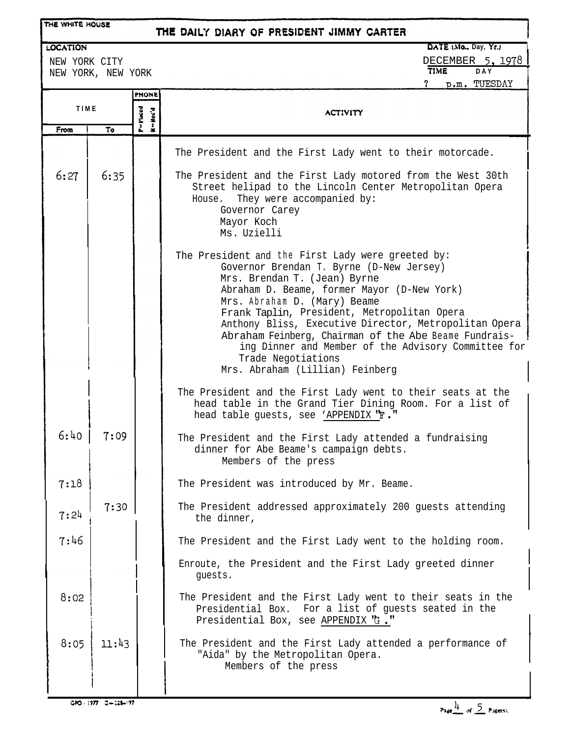THE WHITE HOUSE

# THE DAILY DIARY OF PRESIDENT JIMMY CARTER

| LOCATION | DATE (Mo., Day, Yr.) |
|---|---|
| NEW YORK CITY<br>NEW YORK, NEW YORK | DECEMBER 5, 1978 |
| | TIME: ? p.m. DAY: TUESDAY |

| TIME From | TIME To | PHONE P=Placed R=Rec'd | ACTIVITY |
|---|---|---|---|
| | | | The President and the First Lady went to their motorcade. |
| 6:27 | 6:35 | | The President and the First Lady motored from the West 30th Street helipad to the Lincoln Center Metropolitan Opera House. They were accompanied by:<br>Governor Carey<br>Mayor Koch<br>Ms. Uzielli |
| | | | The President and the First Lady were greeted by:<br>Governor Brendan T. Byrne (D-New Jersey)<br>Mrs. Brendan T. (Jean) Byrne<br>Abraham D. Beame, former Mayor (D-New York)<br>Mrs. Abraham D. (Mary) Beame<br>Frank Taplin, President, Metropolitan Opera<br>Anthony Bliss, Executive Director, Metropolitan Opera<br>Abraham Feinberg, Chairman of the Abe Beame Fundraising Dinner and Member of the Advisory Committee for Trade Negotiations<br>Mrs. Abraham (Lillian) Feinberg |
| | | | The President and the First Lady went to their seats at the head table in the Grand Tier Dining Room. For a list of head table guests, see "APPENDIX "F." |
| 6:40 | 7:09 | | The President and the First Lady attended a fundraising dinner for Abe Beame's campaign debts.<br>Members of the press |
| 7:18 | | | The President was introduced by Mr. Beame. |
| 7:24 | 7:30 | | The President addressed approximately 200 guests attending the dinner, |
| 7:46 | | | The President and the First Lady went to the holding room. |
| | | | Enroute, the President and the First Lady greeted dinner guests. |
| 8:02 | | | The President and the First Lady went to their seats in the Presidential Box. For a list of guests seated in the Presidential Box, see APPENDIX "G." |
| 8:05 | 11:43 | | The President and the First Lady attended a performance of "Aida" by the Metropolitan Opera.<br>Members of the press |

GPO : 1977 O-228-197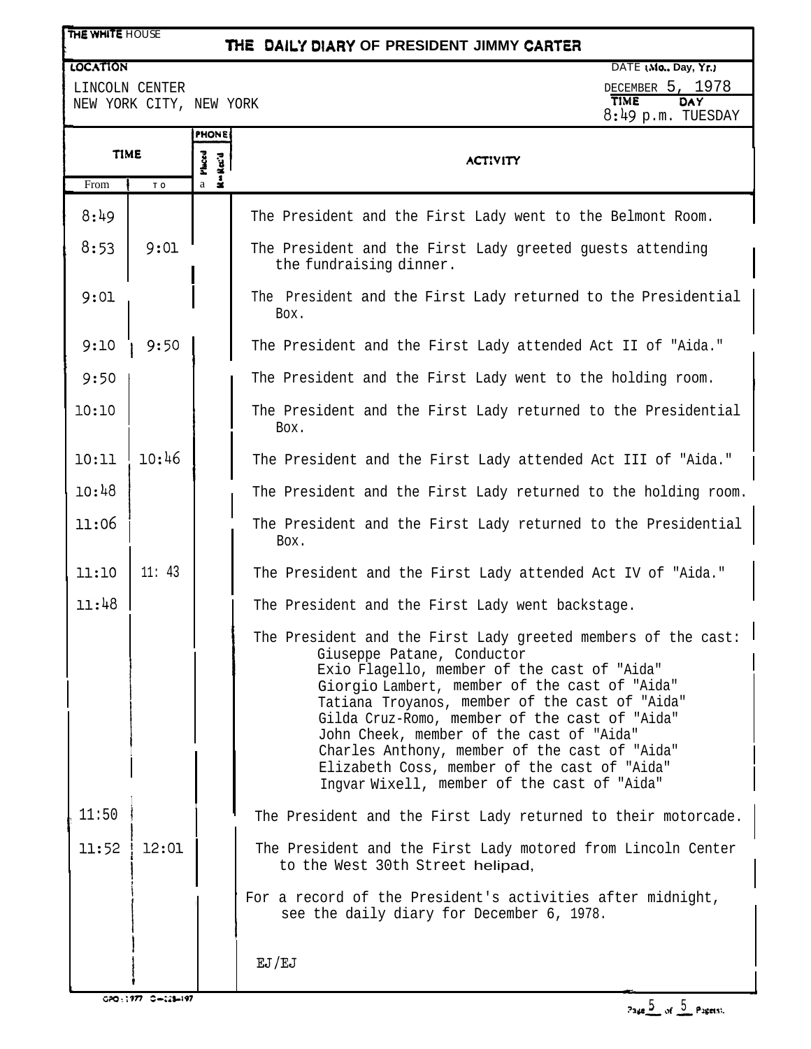**THE WHITE HOUSE**

# THE DAILY DIARY OF PRESIDENT JIMMY CARTER

| LOCATION | DATE (Mo., Day, Yr.) |
|---|---|
| LINCOLN CENTER<br>NEW YORK CITY, NEW YORK | DECEMBER 5, 1978<br>TIME: 8:49 p.m. DAY: TUESDAY |

| TIME From | TIME To | PHONE P=Placed R=Rec'd | ACTIVITY |
|---|---|---|---|
| 8:49 | | | The President and the First Lady went to the Belmont Room. |
| 8:53 | 9:01 | | The President and the First Lady greeted guests attending the fundraising dinner. |
| 9:01 | | | The President and the First Lady returned to the Presidential Box. |
| 9:10 | 9:50 | | The President and the First Lady attended Act II of "Aida." |
| 9:50 | | | The President and the First Lady went to the holding room. |
| 10:10 | | | The President and the First Lady returned to the Presidential Box. |
| 10:11 | 10:46 | | The President and the First Lady attended Act III of "Aida." |
| 10:48 | | | The President and the First Lady returned to the holding room. |
| 11:06 | | | The President and the First Lady returned to the Presidential Box. |
| 11:10 | 11:43 | | The President and the First Lady attended Act IV of "Aida." |
| 11:48 | | | The President and the First Lady went backstage. |
| | | | The President and the First Lady greeted members of the cast:<br>Giuseppe Patane, Conductor<br>Exio Flagello, member of the cast of "Aida"<br>Giorgio Lambert, member of the cast of "Aida"<br>Tatiana Troyanos, member of the cast of "Aida"<br>Gilda Cruz-Romo, member of the cast of "Aida"<br>John Cheek, member of the cast of "Aida"<br>Charles Anthony, member of the cast of "Aida"<br>Elizabeth Coss, member of the cast of "Aida"<br>Ingvar Wixell, member of the cast of "Aida" |
| 11:50 | | | The President and the First Lady returned to their motorcade. |
| 11:52 | 12:01 | | The President and the First Lady motored from Lincoln Center to the West 30th Street helipad, |
| | | | For a record of the President's activities after midnight, see the daily diary for December 6, 1978. |
| | | | EJ/EJ |